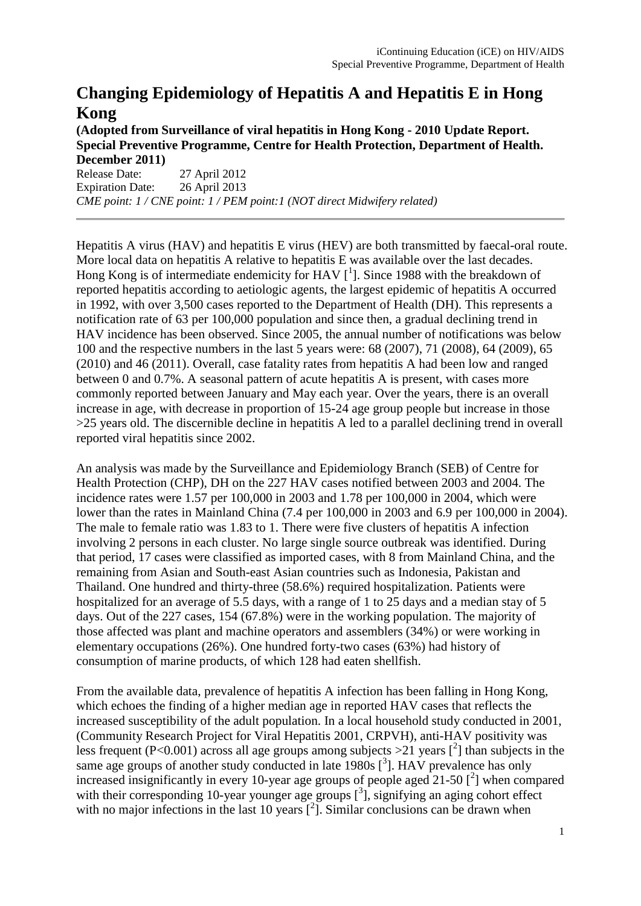# Changing Epidemiology of Hepatitis A and Hepatitis E in Hong Kong

**(Adopted from Surveillance of viral hepatitis in Hong Kong - 2010 Update Report. Special Preventive Programme, Centre for Health Protection, Department of Health. December 2011)**

Release Date: 27 April 2012
Expiration Date: 26 April 2013
*CME point: 1 / CNE point: 1 / PEM point:1 (NOT direct Midwifery related)*

---

Hepatitis A virus (HAV) and hepatitis E virus (HEV) are both transmitted by faecal-oral route. More local data on hepatitis A relative to hepatitis E was available over the last decades. Hong Kong is of intermediate endemicity for HAV [1]. Since 1988 with the breakdown of reported hepatitis according to aetiologic agents, the largest epidemic of hepatitis A occurred in 1992, with over 3,500 cases reported to the Department of Health (DH). This represents a notification rate of 63 per 100,000 population and since then, a gradual declining trend in HAV incidence has been observed. Since 2005, the annual number of notifications was below 100 and the respective numbers in the last 5 years were: 68 (2007), 71 (2008), 64 (2009), 65 (2010) and 46 (2011). Overall, case fatality rates from hepatitis A had been low and ranged between 0 and 0.7%. A seasonal pattern of acute hepatitis A is present, with cases more commonly reported between January and May each year. Over the years, there is an overall increase in age, with decrease in proportion of 15-24 age group people but increase in those >25 years old. The discernible decline in hepatitis A led to a parallel declining trend in overall reported viral hepatitis since 2002.

An analysis was made by the Surveillance and Epidemiology Branch (SEB) of Centre for Health Protection (CHP), DH on the 227 HAV cases notified between 2003 and 2004. The incidence rates were 1.57 per 100,000 in 2003 and 1.78 per 100,000 in 2004, which were lower than the rates in Mainland China (7.4 per 100,000 in 2003 and 6.9 per 100,000 in 2004). The male to female ratio was 1.83 to 1. There were five clusters of hepatitis A infection involving 2 persons in each cluster. No large single source outbreak was identified. During that period, 17 cases were classified as imported cases, with 8 from Mainland China, and the remaining from Asian and South-east Asian countries such as Indonesia, Pakistan and Thailand. One hundred and thirty-three (58.6%) required hospitalization. Patients were hospitalized for an average of 5.5 days, with a range of 1 to 25 days and a median stay of 5 days. Out of the 227 cases, 154 (67.8%) were in the working population. The majority of those affected was plant and machine operators and assemblers (34%) or were working in elementary occupations (26%). One hundred forty-two cases (63%) had history of consumption of marine products, of which 128 had eaten shellfish.

From the available data, prevalence of hepatitis A infection has been falling in Hong Kong, which echoes the finding of a higher median age in reported HAV cases that reflects the increased susceptibility of the adult population. In a local household study conducted in 2001, (Community Research Project for Viral Hepatitis 2001, CRPVH), anti-HAV positivity was less frequent ($P<0.001$) across all age groups among subjects >21 years [2] than subjects in the same age groups of another study conducted in late 1980s [3]. HAV prevalence has only increased insignificantly in every 10-year age groups of people aged 21-50 [2] when compared with their corresponding 10-year younger age groups [3], signifying an aging cohort effect with no major infections in the last 10 years [2]. Similar conclusions can be drawn when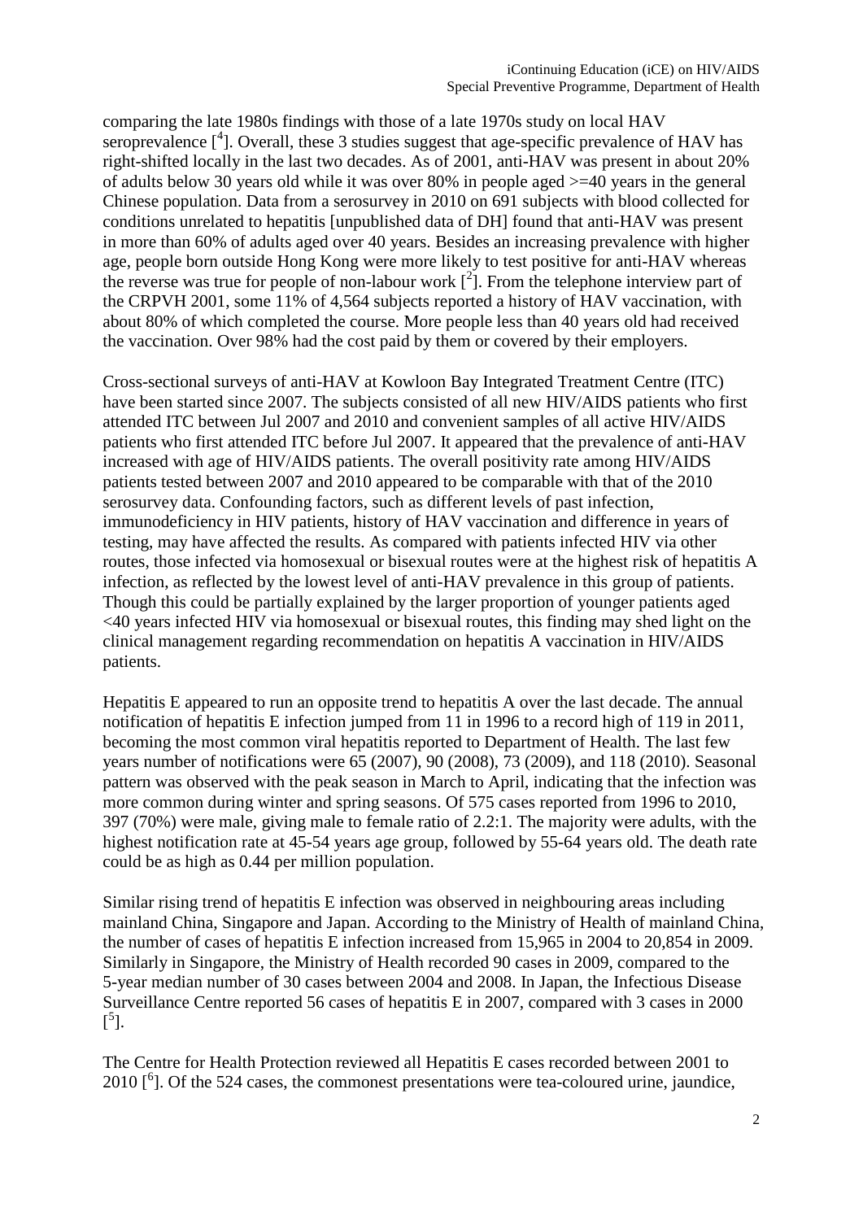comparing the late 1980s findings with those of a late 1970s study on local HAV seroprevalence [4]. Overall, these 3 studies suggest that age-specific prevalence of HAV has right-shifted locally in the last two decades. As of 2001, anti-HAV was present in about 20% of adults below 30 years old while it was over 80% in people aged >=40 years in the general Chinese population. Data from a serosurvey in 2010 on 691 subjects with blood collected for conditions unrelated to hepatitis [unpublished data of DH] found that anti-HAV was present in more than 60% of adults aged over 40 years. Besides an increasing prevalence with higher age, people born outside Hong Kong were more likely to test positive for anti-HAV whereas the reverse was true for people of non-labour work [2]. From the telephone interview part of the CRPVH 2001, some 11% of 4,564 subjects reported a history of HAV vaccination, with about 80% of which completed the course. More people less than 40 years old had received the vaccination. Over 98% had the cost paid by them or covered by their employers.

Cross-sectional surveys of anti-HAV at Kowloon Bay Integrated Treatment Centre (ITC) have been started since 2007. The subjects consisted of all new HIV/AIDS patients who first attended ITC between Jul 2007 and 2010 and convenient samples of all active HIV/AIDS patients who first attended ITC before Jul 2007. It appeared that the prevalence of anti-HAV increased with age of HIV/AIDS patients. The overall positivity rate among HIV/AIDS patients tested between 2007 and 2010 appeared to be comparable with that of the 2010 serosurvey data. Confounding factors, such as different levels of past infection, immunodeficiency in HIV patients, history of HAV vaccination and difference in years of testing, may have affected the results. As compared with patients infected HIV via other routes, those infected via homosexual or bisexual routes were at the highest risk of hepatitis A infection, as reflected by the lowest level of anti-HAV prevalence in this group of patients. Though this could be partially explained by the larger proportion of younger patients aged <40 years infected HIV via homosexual or bisexual routes, this finding may shed light on the clinical management regarding recommendation on hepatitis A vaccination in HIV/AIDS patients.

Hepatitis E appeared to run an opposite trend to hepatitis A over the last decade. The annual notification of hepatitis E infection jumped from 11 in 1996 to a record high of 119 in 2011, becoming the most common viral hepatitis reported to Department of Health. The last few years number of notifications were 65 (2007), 90 (2008), 73 (2009), and 118 (2010). Seasonal pattern was observed with the peak season in March to April, indicating that the infection was more common during winter and spring seasons. Of 575 cases reported from 1996 to 2010, 397 (70%) were male, giving male to female ratio of 2.2:1. The majority were adults, with the highest notification rate at 45-54 years age group, followed by 55-64 years old. The death rate could be as high as 0.44 per million population.

Similar rising trend of hepatitis E infection was observed in neighbouring areas including mainland China, Singapore and Japan. According to the Ministry of Health of mainland China, the number of cases of hepatitis E infection increased from 15,965 in 2004 to 20,854 in 2009. Similarly in Singapore, the Ministry of Health recorded 90 cases in 2009, compared to the 5-year median number of 30 cases between 2004 and 2008. In Japan, the Infectious Disease Surveillance Centre reported 56 cases of hepatitis E in 2007, compared with 3 cases in 2000 [5].

The Centre for Health Protection reviewed all Hepatitis E cases recorded between 2001 to 2010 [6]. Of the 524 cases, the commonest presentations were tea-coloured urine, jaundice,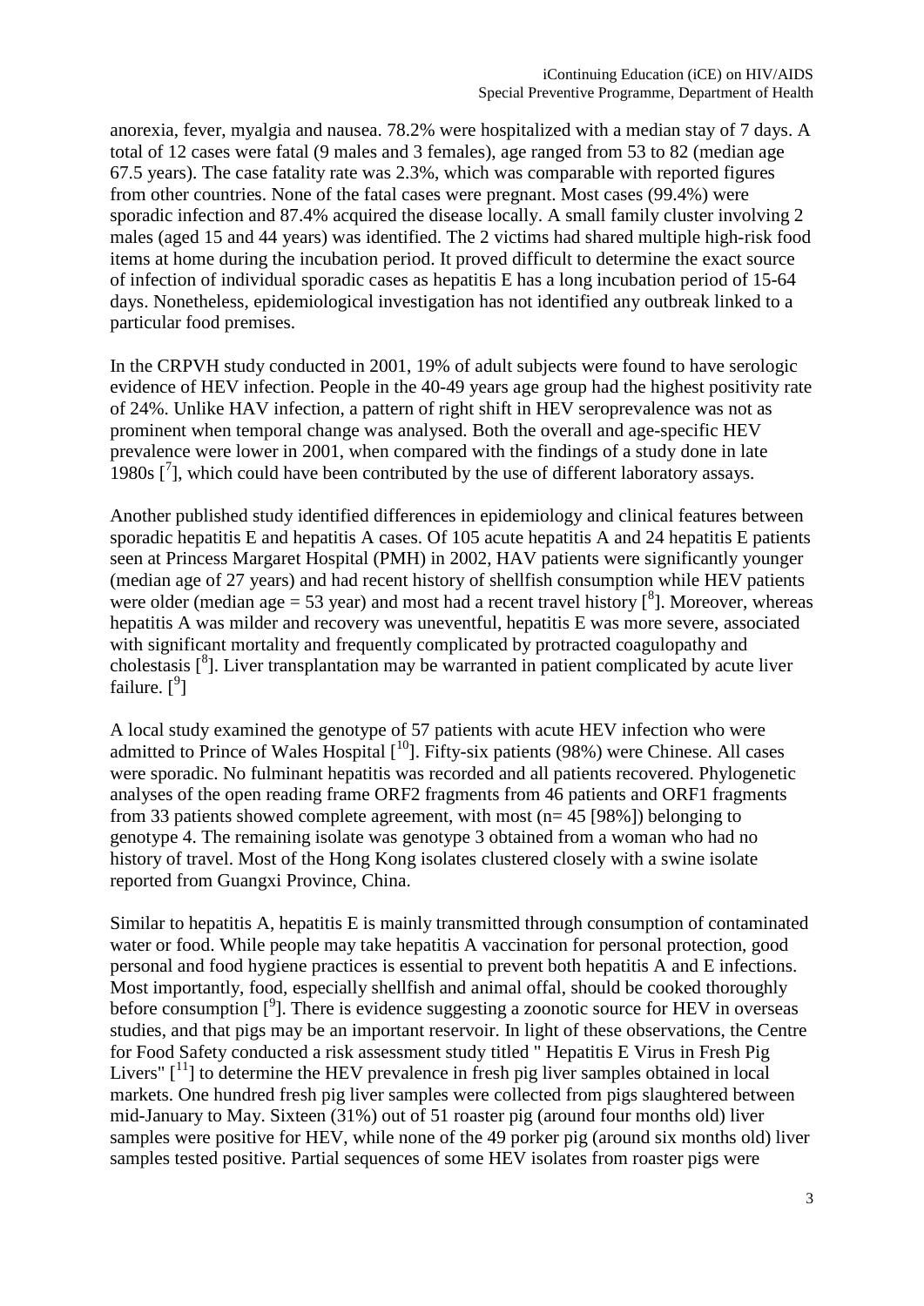anorexia, fever, myalgia and nausea. 78.2% were hospitalized with a median stay of 7 days. A total of 12 cases were fatal (9 males and 3 females), age ranged from 53 to 82 (median age 67.5 years). The case fatality rate was 2.3%, which was comparable with reported figures from other countries. None of the fatal cases were pregnant. Most cases (99.4%) were sporadic infection and 87.4% acquired the disease locally. A small family cluster involving 2 males (aged 15 and 44 years) was identified. The 2 victims had shared multiple high-risk food items at home during the incubation period. It proved difficult to determine the exact source of infection of individual sporadic cases as hepatitis E has a long incubation period of 15-64 days. Nonetheless, epidemiological investigation has not identified any outbreak linked to a particular food premises.

In the CRPVH study conducted in 2001, 19% of adult subjects were found to have serologic evidence of HEV infection. People in the 40-49 years age group had the highest positivity rate of 24%. Unlike HAV infection, a pattern of right shift in HEV seroprevalence was not as prominent when temporal change was analysed. Both the overall and age-specific HEV prevalence were lower in 2001, when compared with the findings of a study done in late 1980s [7], which could have been contributed by the use of different laboratory assays.

Another published study identified differences in epidemiology and clinical features between sporadic hepatitis E and hepatitis A cases. Of 105 acute hepatitis A and 24 hepatitis E patients seen at Princess Margaret Hospital (PMH) in 2002, HAV patients were significantly younger (median age of 27 years) and had recent history of shellfish consumption while HEV patients were older (median age = 53 year) and most had a recent travel history [8]. Moreover, whereas hepatitis A was milder and recovery was uneventful, hepatitis E was more severe, associated with significant mortality and frequently complicated by protracted coagulopathy and cholestasis [8]. Liver transplantation may be warranted in patient complicated by acute liver failure. [9]

A local study examined the genotype of 57 patients with acute HEV infection who were admitted to Prince of Wales Hospital [10]. Fifty-six patients (98%) were Chinese. All cases were sporadic. No fulminant hepatitis was recorded and all patients recovered. Phylogenetic analyses of the open reading frame ORF2 fragments from 46 patients and ORF1 fragments from 33 patients showed complete agreement, with most (n= 45 [98%]) belonging to genotype 4. The remaining isolate was genotype 3 obtained from a woman who had no history of travel. Most of the Hong Kong isolates clustered closely with a swine isolate reported from Guangxi Province, China.

Similar to hepatitis A, hepatitis E is mainly transmitted through consumption of contaminated water or food. While people may take hepatitis A vaccination for personal protection, good personal and food hygiene practices is essential to prevent both hepatitis A and E infections. Most importantly, food, especially shellfish and animal offal, should be cooked thoroughly before consumption [9]. There is evidence suggesting a zoonotic source for HEV in overseas studies, and that pigs may be an important reservoir. In light of these observations, the Centre for Food Safety conducted a risk assessment study titled " Hepatitis E Virus in Fresh Pig Livers" [11] to determine the HEV prevalence in fresh pig liver samples obtained in local markets. One hundred fresh pig liver samples were collected from pigs slaughtered between mid-January to May. Sixteen (31%) out of 51 roaster pig (around four months old) liver samples were positive for HEV, while none of the 49 porker pig (around six months old) liver samples tested positive. Partial sequences of some HEV isolates from roaster pigs were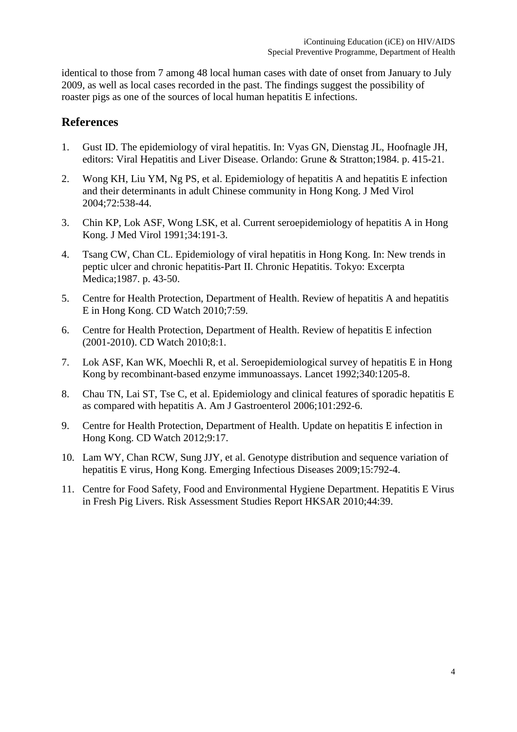identical to those from 7 among 48 local human cases with date of onset from January to July 2009, as well as local cases recorded in the past. The findings suggest the possibility of roaster pigs as one of the sources of local human hepatitis E infections.

## References

1. Gust ID. The epidemiology of viral hepatitis. In: Vyas GN, Dienstag JL, Hoofnagle JH, editors: Viral Hepatitis and Liver Disease. Orlando: Grune & Stratton;1984. p. 415-21.
2. Wong KH, Liu YM, Ng PS, et al. Epidemiology of hepatitis A and hepatitis E infection and their determinants in adult Chinese community in Hong Kong. J Med Virol 2004;72:538-44.
3. Chin KP, Lok ASF, Wong LSK, et al. Current seroepidemiology of hepatitis A in Hong Kong. J Med Virol 1991;34:191-3.
4. Tsang CW, Chan CL. Epidemiology of viral hepatitis in Hong Kong. In: New trends in peptic ulcer and chronic hepatitis-Part II. Chronic Hepatitis. Tokyo: Excerpta Medica;1987. p. 43-50.
5. Centre for Health Protection, Department of Health. Review of hepatitis A and hepatitis E in Hong Kong. CD Watch 2010;7:59.
6. Centre for Health Protection, Department of Health. Review of hepatitis E infection (2001-2010). CD Watch 2010;8:1.
7. Lok ASF, Kan WK, Moechli R, et al. Seroepidemiological survey of hepatitis E in Hong Kong by recombinant-based enzyme immunoassays. Lancet 1992;340:1205-8.
8. Chau TN, Lai ST, Tse C, et al. Epidemiology and clinical features of sporadic hepatitis E as compared with hepatitis A. Am J Gastroenterol 2006;101:292-6.
9. Centre for Health Protection, Department of Health. Update on hepatitis E infection in Hong Kong. CD Watch 2012;9:17.
10. Lam WY, Chan RCW, Sung JJY, et al. Genotype distribution and sequence variation of hepatitis E virus, Hong Kong. Emerging Infectious Diseases 2009;15:792-4.
11. Centre for Food Safety, Food and Environmental Hygiene Department. Hepatitis E Virus in Fresh Pig Livers. Risk Assessment Studies Report HKSAR 2010;44:39.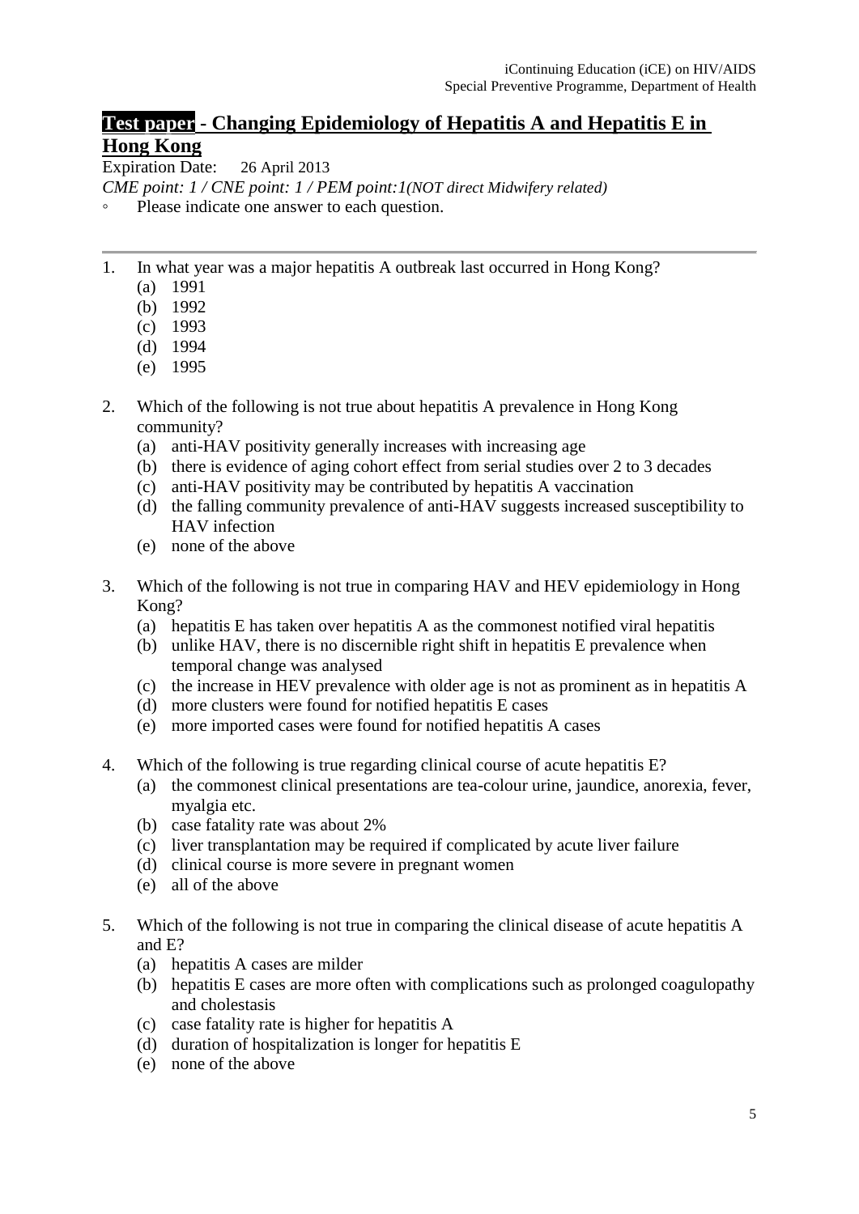# **Test paper - Changing Epidemiology of Hepatitis A and Hepatitis E in Hong Kong**

Expiration Date: 26 April 2013

*CME point: 1 / CNE point: 1 / PEM point:1(NOT direct Midwifery related)*

- Please indicate one answer to each question.

---

1. In what year was a major hepatitis A outbreak last occurred in Hong Kong?
   (a) 1991
   (b) 1992
   (c) 1993
   (d) 1994
   (e) 1995

2. Which of the following is not true about hepatitis A prevalence in Hong Kong community?
   (a) anti-HAV positivity generally increases with increasing age
   (b) there is evidence of aging cohort effect from serial studies over 2 to 3 decades
   (c) anti-HAV positivity may be contributed by hepatitis A vaccination
   (d) the falling community prevalence of anti-HAV suggests increased susceptibility to HAV infection
   (e) none of the above

3. Which of the following is not true in comparing HAV and HEV epidemiology in Hong Kong?
   (a) hepatitis E has taken over hepatitis A as the commonest notified viral hepatitis
   (b) unlike HAV, there is no discernible right shift in hepatitis E prevalence when temporal change was analysed
   (c) the increase in HEV prevalence with older age is not as prominent as in hepatitis A
   (d) more clusters were found for notified hepatitis E cases
   (e) more imported cases were found for notified hepatitis A cases

4. Which of the following is true regarding clinical course of acute hepatitis E?
   (a) the commonest clinical presentations are tea-colour urine, jaundice, anorexia, fever, myalgia etc.
   (b) case fatality rate was about 2%
   (c) liver transplantation may be required if complicated by acute liver failure
   (d) clinical course is more severe in pregnant women
   (e) all of the above

5. Which of the following is not true in comparing the clinical disease of acute hepatitis A and E?
   (a) hepatitis A cases are milder
   (b) hepatitis E cases are more often with complications such as prolonged coagulopathy and cholestasis
   (c) case fatality rate is higher for hepatitis A
   (d) duration of hospitalization is longer for hepatitis E
   (e) none of the above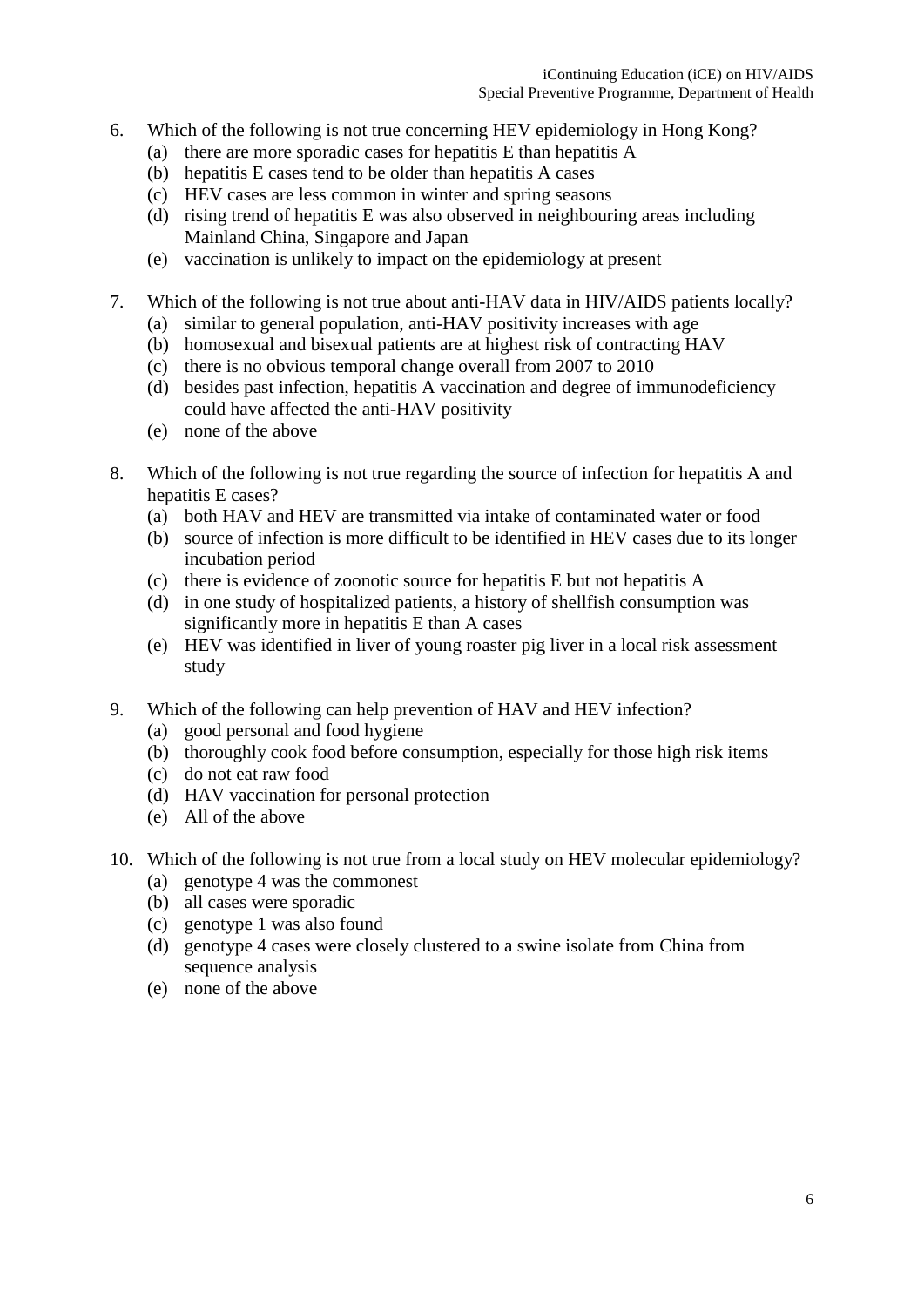6. Which of the following is not true concerning HEV epidemiology in Hong Kong?
   (a) there are more sporadic cases for hepatitis E than hepatitis A
   (b) hepatitis E cases tend to be older than hepatitis A cases
   (c) HEV cases are less common in winter and spring seasons
   (d) rising trend of hepatitis E was also observed in neighbouring areas including Mainland China, Singapore and Japan
   (e) vaccination is unlikely to impact on the epidemiology at present

7. Which of the following is not true about anti-HAV data in HIV/AIDS patients locally?
   (a) similar to general population, anti-HAV positivity increases with age
   (b) homosexual and bisexual patients are at highest risk of contracting HAV
   (c) there is no obvious temporal change overall from 2007 to 2010
   (d) besides past infection, hepatitis A vaccination and degree of immunodeficiency could have affected the anti-HAV positivity
   (e) none of the above

8. Which of the following is not true regarding the source of infection for hepatitis A and hepatitis E cases?
   (a) both HAV and HEV are transmitted via intake of contaminated water or food
   (b) source of infection is more difficult to be identified in HEV cases due to its longer incubation period
   (c) there is evidence of zoonotic source for hepatitis E but not hepatitis A
   (d) in one study of hospitalized patients, a history of shellfish consumption was significantly more in hepatitis E than A cases
   (e) HEV was identified in liver of young roaster pig liver in a local risk assessment study

9. Which of the following can help prevention of HAV and HEV infection?
   (a) good personal and food hygiene
   (b) thoroughly cook food before consumption, especially for those high risk items
   (c) do not eat raw food
   (d) HAV vaccination for personal protection
   (e) All of the above

10. Which of the following is not true from a local study on HEV molecular epidemiology?
    (a) genotype 4 was the commonest
    (b) all cases were sporadic
    (c) genotype 1 was also found
    (d) genotype 4 cases were closely clustered to a swine isolate from China from sequence analysis
    (e) none of the above